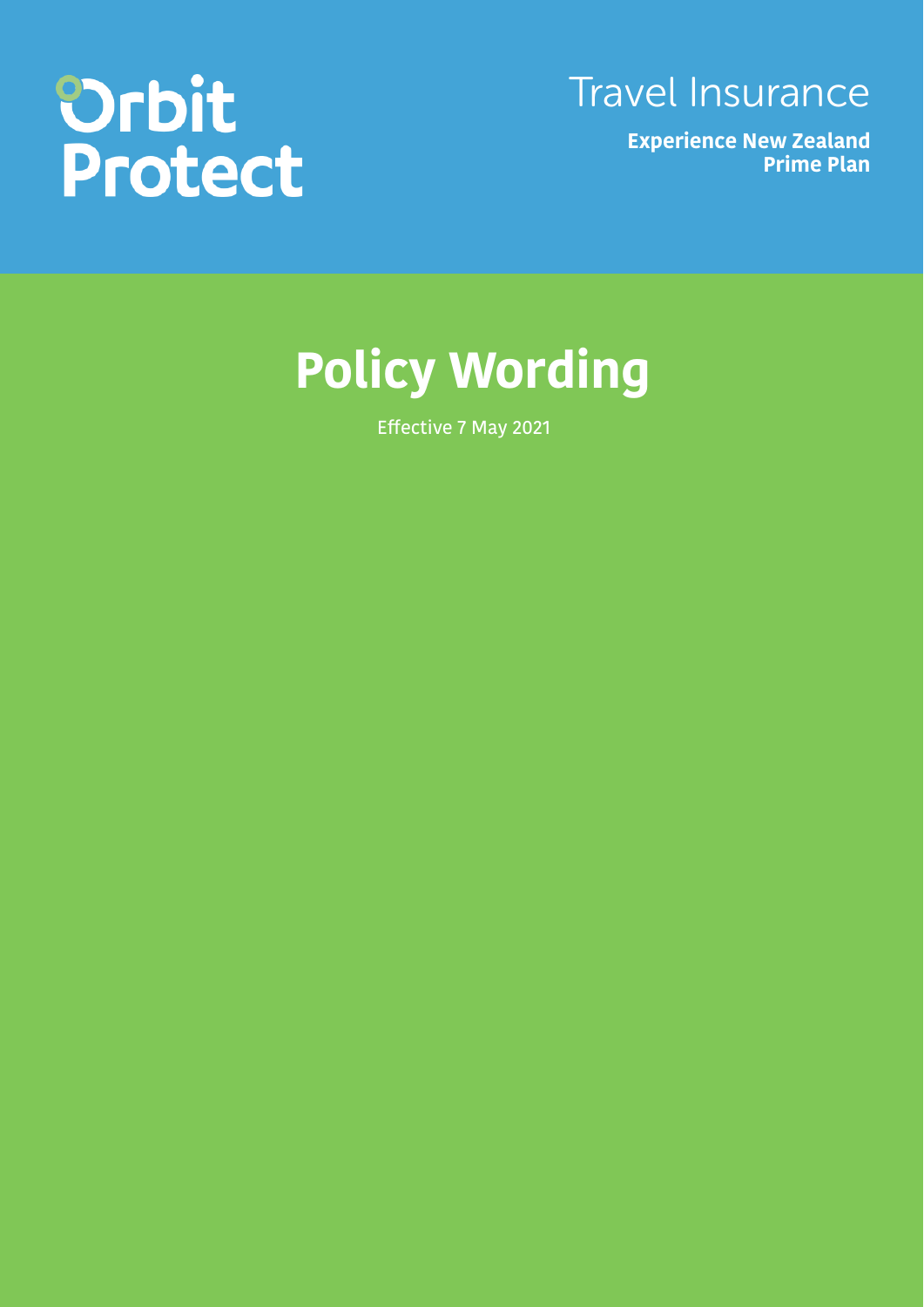Orbit Protect

Travel Insurance

**Experience New Zealand Prime Plan**

# Policy Wording

Effective 7 May 2021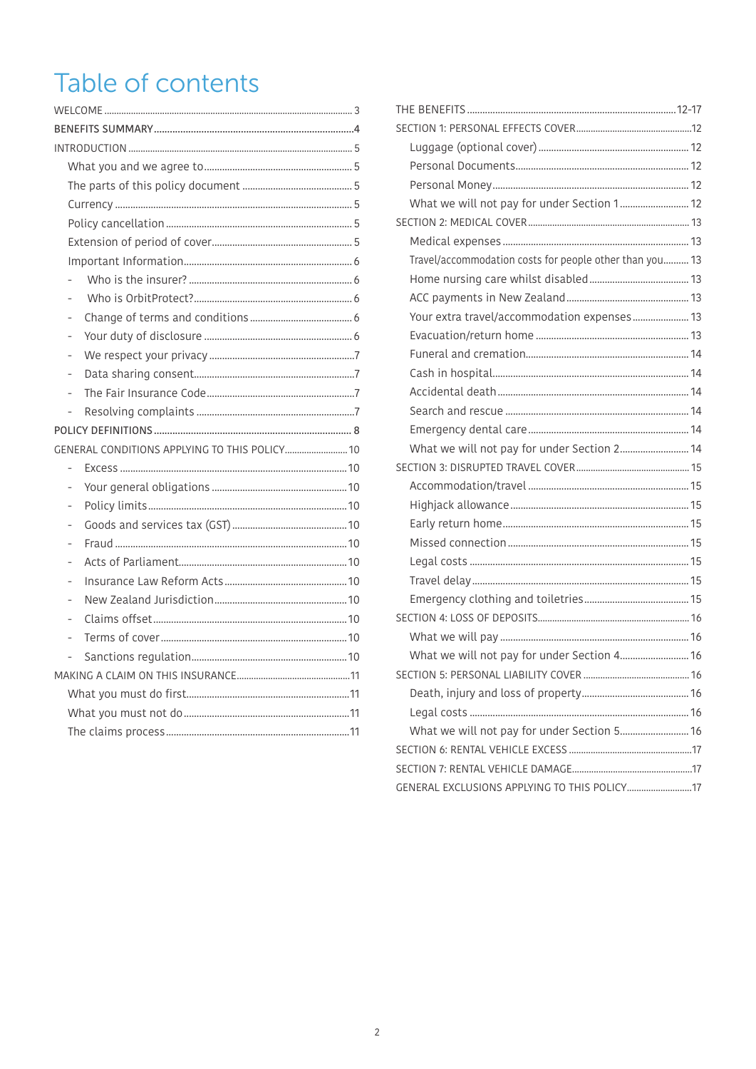# Table of contents

- WELCOME ... 3
- **BENEFITS SUMMARY ... 4**
- INTRODUCTION ... 5
  - What you and we agree to ... 5
  - The parts of this policy document ... 5
  - Currency ... 5
  - Policy cancellation ... 5
  - Extension of period of cover ... 5
  - Important Information ... 6
    - Who is the insurer? ... 6
    - Who is OrbitProtect? ... 6
    - Change of terms and conditions ... 6
    - Your duty of disclosure ... 6
    - We respect your privacy ... 7
    - Data sharing consent ... 7
    - The Fair Insurance Code ... 7
    - Resolving complaints ... 7
- POLICY DEFINITIONS ... 8
- GENERAL CONDITIONS APPLYING TO THIS POLICY ... 10
  - Excess ... 10
  - Your general obligations ... 10
  - Policy limits ... 10
  - Goods and services tax (GST) ... 10
  - Fraud ... 10
  - Acts of Parliament ... 10
  - Insurance Law Reform Acts ... 10
  - New Zealand Jurisdiction ... 10
  - Claims offset ... 10
  - Terms of cover ... 10
  - Sanctions regulation ... 10
- MAKING A CLAIM ON THIS INSURANCE ... 11
  - What you must do first ... 11
  - What you must not do ... 11
  - The claims process ... 11
- THE BENEFITS ... 12-17
- SECTION 1: PERSONAL EFFECTS COVER ... 12
  - Luggage (optional cover) ... 12
  - Personal Documents ... 12
  - Personal Money ... 12
  - What we will not pay for under Section 1 ... 12
- SECTION 2: MEDICAL COVER ... 13
  - Medical expenses ... 13
  - Travel/accommodation costs for people other than you ... 13
  - Home nursing care whilst disabled ... 13
  - ACC payments in New Zealand ... 13
  - Your extra travel/accommodation expenses ... 13
  - Evacuation/return home ... 13
  - Funeral and cremation ... 14
  - Cash in hospital ... 14
  - Accidental death ... 14
  - Search and rescue ... 14
  - Emergency dental care ... 14
  - What we will not pay for under Section 2 ... 14
- SECTION 3: DISRUPTED TRAVEL COVER ... 15
  - Accommodation/travel ... 15
  - Highjack allowance ... 15
  - Early return home ... 15
  - Missed connection ... 15
  - Legal costs ... 15
  - Travel delay ... 15
  - Emergency clothing and toiletries ... 15
- SECTION 4: LOSS OF DEPOSITS ... 16
  - What we will pay ... 16
  - What we will not pay for under Section 4 ... 16
- SECTION 5: PERSONAL LIABILITY COVER ... 16
  - Death, injury and loss of property ... 16
  - Legal costs ... 16
  - What we will not pay for under Section 5 ... 16
- SECTION 6: RENTAL VEHICLE EXCESS ... 17
- SECTION 7: RENTAL VEHICLE DAMAGE ... 17
- GENERAL EXCLUSIONS APPLYING TO THIS POLICY ... 17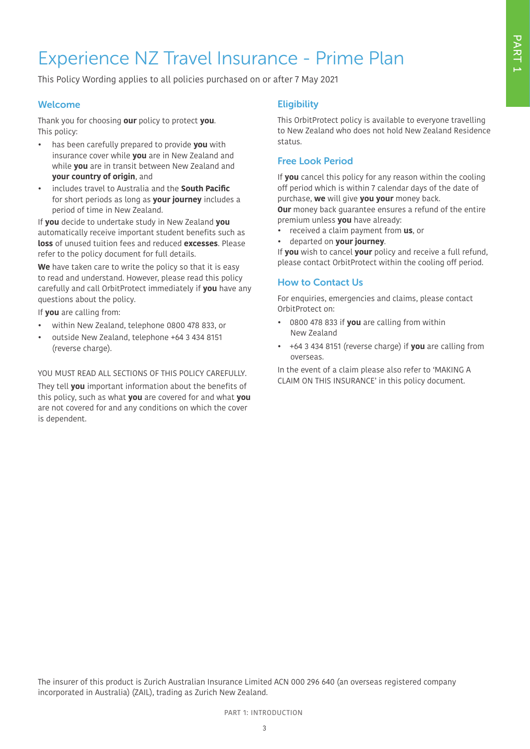# Experience NZ Travel Insurance - Prime Plan

This Policy Wording applies to all policies purchased on or after 7 May 2021

## Welcome

Thank you for choosing **our** policy to protect **you**. This policy:

- has been carefully prepared to provide **you** with insurance cover while **you** are in New Zealand and while **you** are in transit between New Zealand and **your country of origin**, and
- includes travel to Australia and the **South Pacific** for short periods as long as **your journey** includes a period of time in New Zealand.

If **you** decide to undertake study in New Zealand **you** automatically receive important student benefits such as **loss** of unused tuition fees and reduced **excesses**. Please refer to the policy document for full details.

**We** have taken care to write the policy so that it is easy to read and understand. However, please read this policy carefully and call OrbitProtect immediately if **you** have any questions about the policy.

If **you** are calling from:

- within New Zealand, telephone 0800 478 833, or
- outside New Zealand, telephone +64 3 434 8151 (reverse charge).

YOU MUST READ ALL SECTIONS OF THIS POLICY CAREFULLY.

They tell **you** important information about the benefits of this policy, such as what **you** are covered for and what **you** are not covered for and any conditions on which the cover is dependent.

## Eligibility

This OrbitProtect policy is available to everyone travelling to New Zealand who does not hold New Zealand Residence status.

## Free Look Period

If **you** cancel this policy for any reason within the cooling off period which is within 7 calendar days of the date of purchase, **we** will give **you your** money back.

**Our** money back guarantee ensures a refund of the entire premium unless **you** have already:

- received a claim payment from **us**, or
- departed on **your journey**.

If **you** wish to cancel **your** policy and receive a full refund, please contact OrbitProtect within the cooling off period.

## How to Contact Us

For enquiries, emergencies and claims, please contact OrbitProtect on:

- 0800 478 833 if **you** are calling from within New Zealand
- +64 3 434 8151 (reverse charge) if **you** are calling from overseas.

In the event of a claim please also refer to 'MAKING A CLAIM ON THIS INSURANCE' in this policy document.

The insurer of this product is Zurich Australian Insurance Limited ACN 000 296 640 (an overseas registered company incorporated in Australia) (ZAIL), trading as Zurich New Zealand.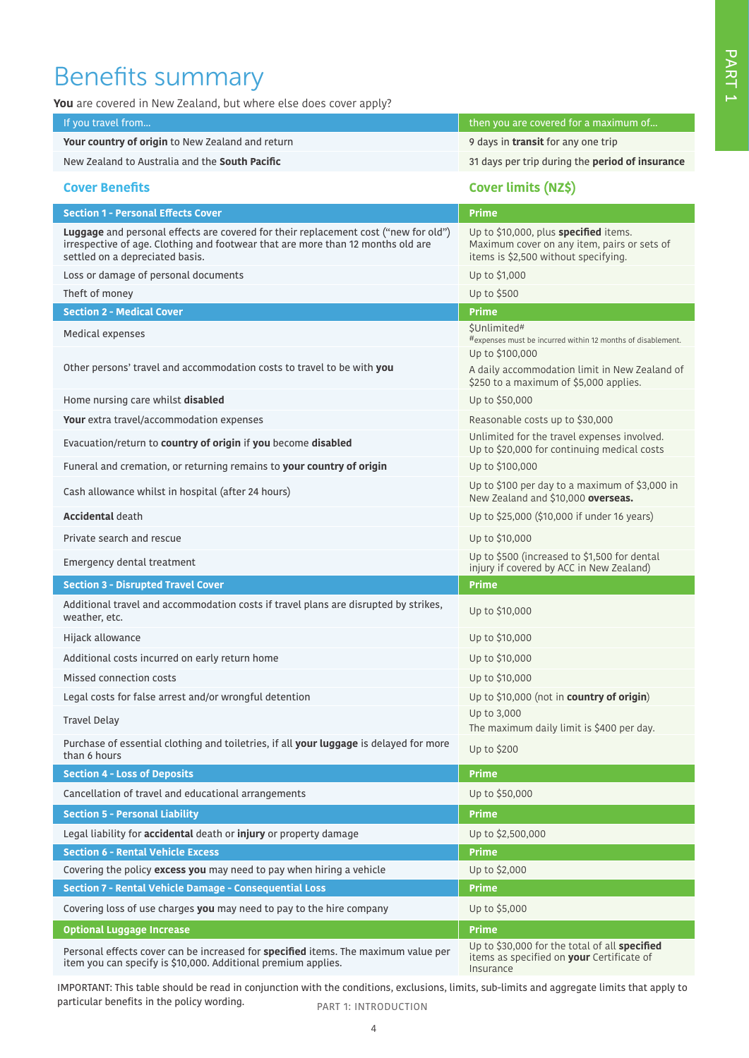# Benefits summary

**You** are covered in New Zealand, but where else does cover apply?

| If you travel from... | then you are covered for a maximum of... |
|---|---|
| **Your country of origin** to New Zealand and return | 9 days in **transit** for any one trip |
| New Zealand to Australia and the **South Pacific** | 31 days per trip during the **period of insurance** |

| Cover Benefits | Cover limits (NZ$) |
|---|---|
| **Section 1 - Personal Effects Cover** | **Prime** |
| **Luggage** and personal effects are covered for their replacement cost ("new for old") irrespective of age. Clothing and footwear that are more than 12 months old are settled on a depreciated basis. | Up to $10,000, plus **specified** items. Maximum cover on any item, pairs or sets of items is $2,500 without specifying. |
| Loss or damage of personal documents | Up to $1,000 |
| Theft of money | Up to $500 |
| **Section 2 - Medical Cover** | **Prime** |
| Medical expenses | $Unlimited# #expenses must be incurred within 12 months of disablement. |
| Other persons' travel and accommodation costs to travel to be with **you** | Up to $100,000 A daily accommodation limit in New Zealand of $250 to a maximum of $5,000 applies. |
| Home nursing care whilst **disabled** | Up to $50,000 |
| **Your** extra travel/accommodation expenses | Reasonable costs up to $30,000 |
| Evacuation/return to **country of origin** if **you** become **disabled** | Unlimited for the travel expenses involved. Up to $20,000 for continuing medical costs |
| Funeral and cremation, or returning remains to **your country of origin** | Up to $100,000 |
| Cash allowance whilst in hospital (after 24 hours) | Up to $100 per day to a maximum of $3,000 in New Zealand and $10,000 **overseas.** |
| **Accidental** death | Up to $25,000 ($10,000 if under 16 years) |
| Private search and rescue | Up to $10,000 |
| Emergency dental treatment | Up to $500 (increased to $1,500 for dental injury if covered by ACC in New Zealand) |
| **Section 3 - Disrupted Travel Cover** | **Prime** |
| Additional travel and accommodation costs if travel plans are disrupted by strikes, weather, etc. | Up to $10,000 |
| Hijack allowance | Up to $10,000 |
| Additional costs incurred on early return home | Up to $10,000 |
| Missed connection costs | Up to $10,000 |
| Legal costs for false arrest and/or wrongful detention | Up to $10,000 (not in **country of origin**) |
| Travel Delay | Up to 3,000 The maximum daily limit is $400 per day. |
| Purchase of essential clothing and toiletries, if all **your luggage** is delayed for more than 6 hours | Up to $200 |
| **Section 4 - Loss of Deposits** | **Prime** |
| Cancellation of travel and educational arrangements | Up to $50,000 |
| **Section 5 - Personal Liability** | **Prime** |
| Legal liability for **accidental** death or **injury** or property damage | Up to $2,500,000 |
| **Section 6 - Rental Vehicle Excess** | **Prime** |
| Covering the policy **excess you** may need to pay when hiring a vehicle | Up to $2,000 |
| **Section 7 - Rental Vehicle Damage - Consequential Loss** | **Prime** |
| Covering loss of use charges **you** may need to pay to the hire company | Up to $5,000 |
| **Optional Luggage Increase** | **Prime** |
| Personal effects cover can be increased for **specified** items. The maximum value per item you can specify is $10,000. Additional premium applies. | Up to $30,000 for the total of all **specified** items as specified on **your** Certificate of Insurance |

IMPORTANT: This table should be read in conjunction with the conditions, exclusions, limits, sub-limits and aggregate limits that apply to particular benefits in the policy wording.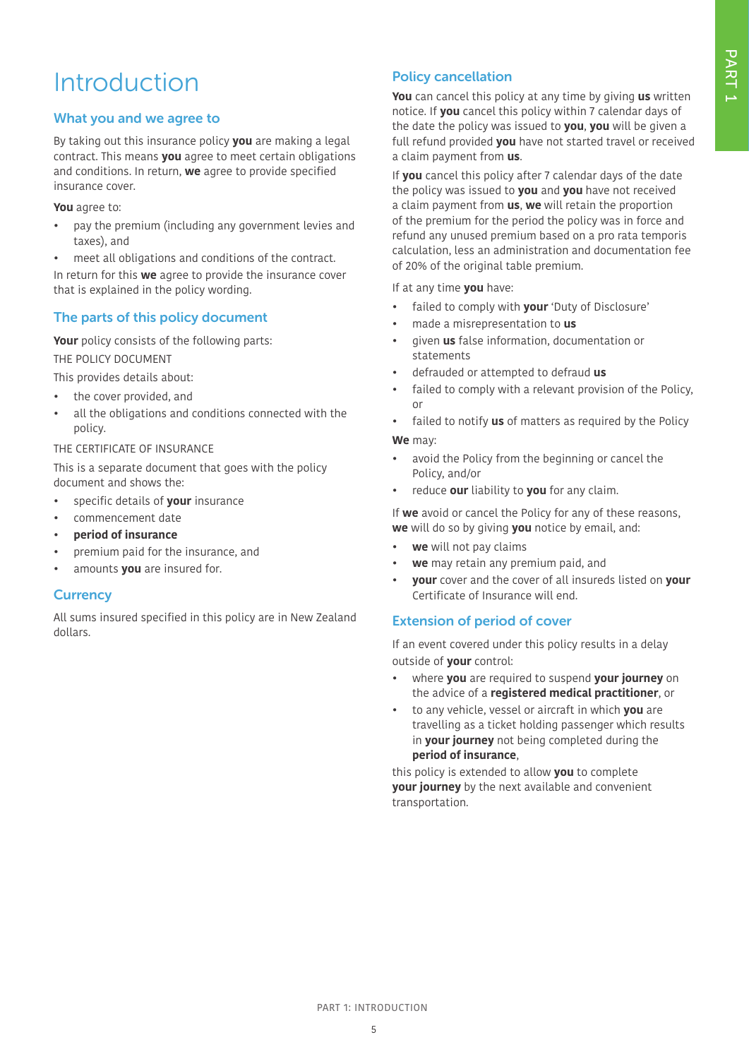# Introduction

## What you and we agree to

By taking out this insurance policy **you** are making a legal contract. This means **you** agree to meet certain obligations and conditions. In return, **we** agree to provide specified insurance cover.

**You** agree to:

- pay the premium (including any government levies and taxes), and
- meet all obligations and conditions of the contract.

In return for this **we** agree to provide the insurance cover that is explained in the policy wording.

## The parts of this policy document

**Your** policy consists of the following parts:

THE POLICY DOCUMENT

This provides details about:

- the cover provided, and
- all the obligations and conditions connected with the policy.

THE CERTIFICATE OF INSURANCE

This is a separate document that goes with the policy document and shows the:

- specific details of **your** insurance
- commencement date
- **period of insurance**
- premium paid for the insurance, and
- amounts **you** are insured for.

## Currency

All sums insured specified in this policy are in New Zealand dollars.

## Policy cancellation

**You** can cancel this policy at any time by giving **us** written notice. If **you** cancel this policy within 7 calendar days of the date the policy was issued to **you**, **you** will be given a full refund provided **you** have not started travel or received a claim payment from **us**.

If **you** cancel this policy after 7 calendar days of the date the policy was issued to **you** and **you** have not received a claim payment from **us**, **we** will retain the proportion of the premium for the period the policy was in force and refund any unused premium based on a pro rata temporis calculation, less an administration and documentation fee of 20% of the original table premium.

If at any time **you** have:

- failed to comply with **your** 'Duty of Disclosure'
- made a misrepresentation to **us**
- given **us** false information, documentation or statements
- defrauded or attempted to defraud **us**
- failed to comply with a relevant provision of the Policy, or
- failed to notify **us** of matters as required by the Policy

**We** may:

- avoid the Policy from the beginning or cancel the Policy, and/or
- reduce **our** liability to **you** for any claim.

If **we** avoid or cancel the Policy for any of these reasons, **we** will do so by giving **you** notice by email, and:

- **we** will not pay claims
- **we** may retain any premium paid, and
- **your** cover and the cover of all insureds listed on **your** Certificate of Insurance will end.

## Extension of period of cover

If an event covered under this policy results in a delay outside of **your** control:

- where **you** are required to suspend **your journey** on the advice of a **registered medical practitioner**, or
- to any vehicle, vessel or aircraft in which **you** are travelling as a ticket holding passenger which results in **your journey** not being completed during the **period of insurance**,

this policy is extended to allow **you** to complete **your journey** by the next available and convenient transportation.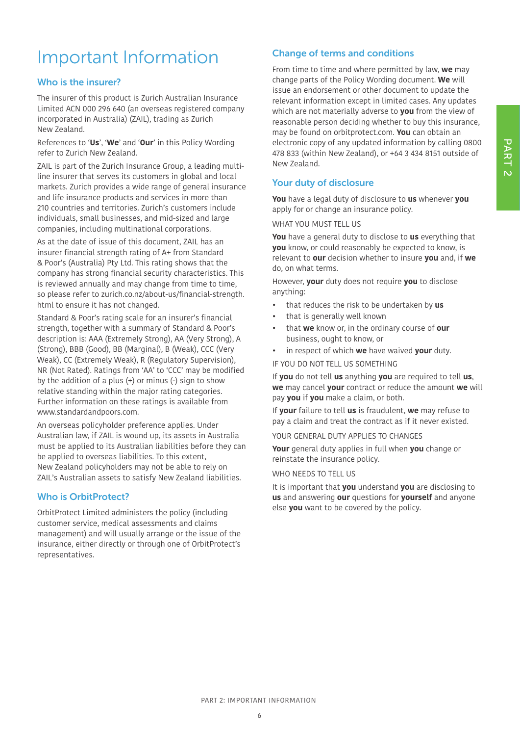# Important Information

## Who is the insurer?

The insurer of this product is Zurich Australian Insurance Limited ACN 000 296 640 (an overseas registered company incorporated in Australia) (ZAIL), trading as Zurich New Zealand.

References to '**Us**', '**We**' and '**Our**' in this Policy Wording refer to Zurich New Zealand.

ZAIL is part of the Zurich Insurance Group, a leading multi-line insurer that serves its customers in global and local markets. Zurich provides a wide range of general insurance and life insurance products and services in more than 210 countries and territories. Zurich's customers include individuals, small businesses, and mid-sized and large companies, including multinational corporations.

As at the date of issue of this document, ZAIL has an insurer financial strength rating of A+ from Standard & Poor's (Australia) Pty Ltd. This rating shows that the company has strong financial security characteristics. This is reviewed annually and may change from time to time, so please refer to zurich.co.nz/about-us/financial-strength.html to ensure it has not changed.

Standard & Poor's rating scale for an insurer's financial strength, together with a summary of Standard & Poor's description is: AAA (Extremely Strong), AA (Very Strong), A (Strong), BBB (Good), BB (Marginal), B (Weak), CCC (Very Weak), CC (Extremely Weak), R (Regulatory Supervision), NR (Not Rated). Ratings from 'AA' to 'CCC' may be modified by the addition of a plus (+) or minus (-) sign to show relative standing within the major rating categories. Further information on these ratings is available from www.standardandpoors.com.

An overseas policyholder preference applies. Under Australian law, if ZAIL is wound up, its assets in Australia must be applied to its Australian liabilities before they can be applied to overseas liabilities. To this extent, New Zealand policyholders may not be able to rely on ZAIL's Australian assets to satisfy New Zealand liabilities.

## Who is OrbitProtect?

OrbitProtect Limited administers the policy (including customer service, medical assessments and claims management) and will usually arrange or the issue of the insurance, either directly or through one of OrbitProtect's representatives.

## Change of terms and conditions

From time to time and where permitted by law, **we** may change parts of the Policy Wording document. **We** will issue an endorsement or other document to update the relevant information except in limited cases. Any updates which are not materially adverse to **you** from the view of reasonable person deciding whether to buy this insurance, may be found on orbitprotect.com. **You** can obtain an electronic copy of any updated information by calling 0800 478 833 (within New Zealand), or +64 3 434 8151 outside of New Zealand.

## Your duty of disclosure

**You** have a legal duty of disclosure to **us** whenever **you** apply for or change an insurance policy.

WHAT YOU MUST TELL US

**You** have a general duty to disclose to **us** everything that **you** know, or could reasonably be expected to know, is relevant to **our** decision whether to insure **you** and, if **we** do, on what terms.

However, **your** duty does not require **you** to disclose anything:

- that reduces the risk to be undertaken by **us**
- that is generally well known
- that **we** know or, in the ordinary course of **our** business, ought to know, or
- in respect of which **we** have waived **your** duty.

IF YOU DO NOT TELL US SOMETHING

If **you** do not tell **us** anything **you** are required to tell **us**, **we** may cancel **your** contract or reduce the amount **we** will pay **you** if **you** make a claim, or both.

If **your** failure to tell **us** is fraudulent, **we** may refuse to pay a claim and treat the contract as if it never existed.

YOUR GENERAL DUTY APPLIES TO CHANGES

**Your** general duty applies in full when **you** change or reinstate the insurance policy.

WHO NEEDS TO TELL US

It is important that **you** understand **you** are disclosing to **us** and answering **our** questions for **yourself** and anyone else **you** want to be covered by the policy.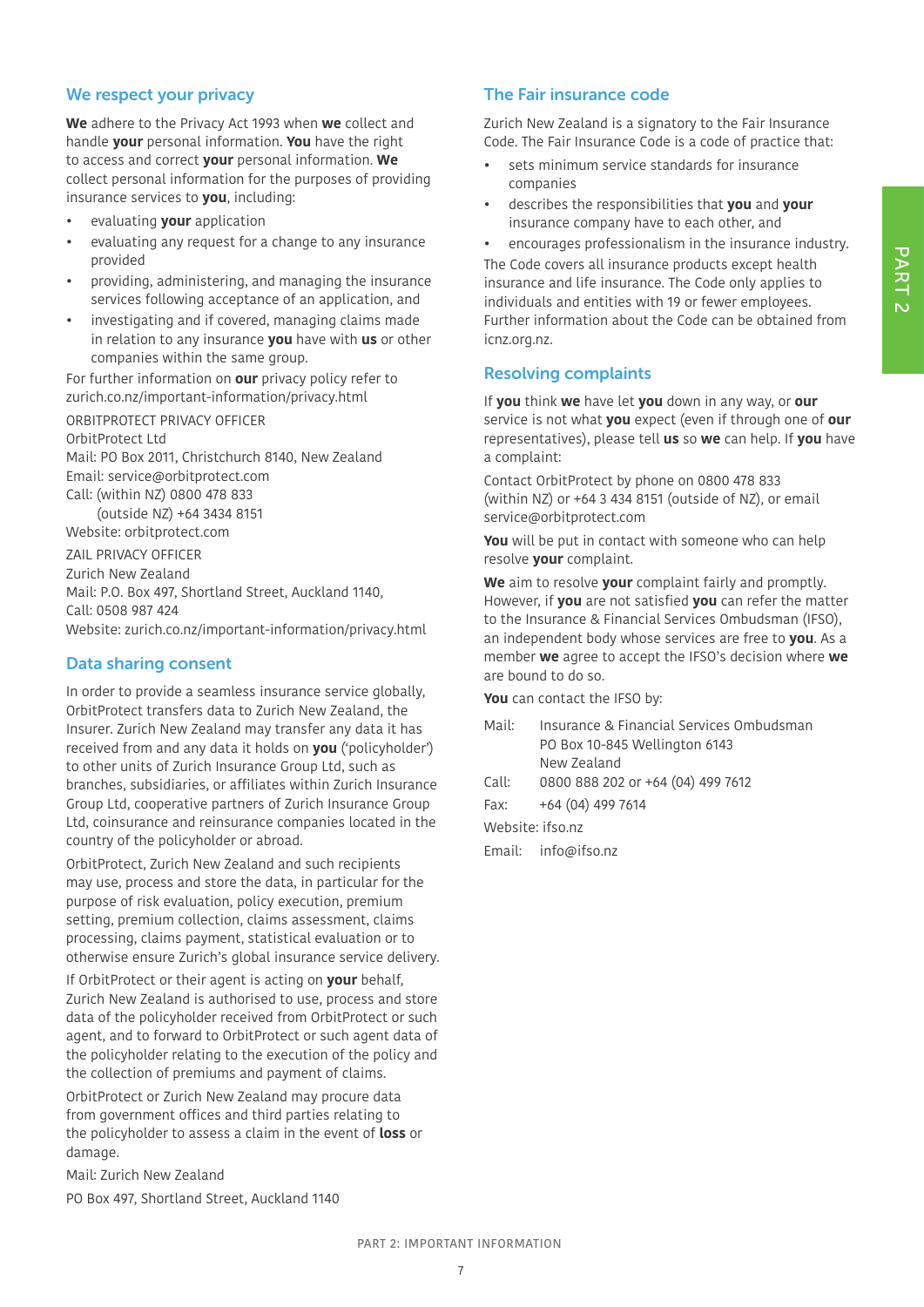## We respect your privacy

**We** adhere to the Privacy Act 1993 when **we** collect and handle **your** personal information. **You** have the right to access and correct **your** personal information. **We** collect personal information for the purposes of providing insurance services to **you**, including:

- evaluating **your** application
- evaluating any request for a change to any insurance provided
- providing, administering, and managing the insurance services following acceptance of an application, and
- investigating and if covered, managing claims made in relation to any insurance **you** have with **us** or other companies within the same group.

For further information on **our** privacy policy refer to zurich.co.nz/important-information/privacy.html

ORBITPROTECT PRIVACY OFFICER
OrbitProtect Ltd
Mail: PO Box 2011, Christchurch 8140, New Zealand
Email: service@orbitprotect.com
Call: (within NZ) 0800 478 833
(outside NZ) +64 3434 8151
Website: orbitprotect.com

ZAIL PRIVACY OFFICER
Zurich New Zealand
Mail: P.O. Box 497, Shortland Street, Auckland 1140,
Call: 0508 987 424
Website: zurich.co.nz/important-information/privacy.html

## Data sharing consent

In order to provide a seamless insurance service globally, OrbitProtect transfers data to Zurich New Zealand, the Insurer. Zurich New Zealand may transfer any data it has received from and any data it holds on **you** ('policyholder') to other units of Zurich Insurance Group Ltd, such as branches, subsidiaries, or affiliates within Zurich Insurance Group Ltd, cooperative partners of Zurich Insurance Group Ltd, coinsurance and reinsurance companies located in the country of the policyholder or abroad.

OrbitProtect, Zurich New Zealand and such recipients may use, process and store the data, in particular for the purpose of risk evaluation, policy execution, premium setting, premium collection, claims assessment, claims processing, claims payment, statistical evaluation or to otherwise ensure Zurich's global insurance service delivery.

If OrbitProtect or their agent is acting on **your** behalf, Zurich New Zealand is authorised to use, process and store data of the policyholder received from OrbitProtect or such agent, and to forward to OrbitProtect or such agent data of the policyholder relating to the execution of the policy and the collection of premiums and payment of claims.

OrbitProtect or Zurich New Zealand may procure data from government offices and third parties relating to the policyholder to assess a claim in the event of **loss** or damage.

Mail: Zurich New Zealand

PO Box 497, Shortland Street, Auckland 1140

## The Fair insurance code

Zurich New Zealand is a signatory to the Fair Insurance Code. The Fair Insurance Code is a code of practice that:

- sets minimum service standards for insurance companies
- describes the responsibilities that **you** and **your** insurance company have to each other, and
- encourages professionalism in the insurance industry.

The Code covers all insurance products except health insurance and life insurance. The Code only applies to individuals and entities with 19 or fewer employees. Further information about the Code can be obtained from icnz.org.nz.

## Resolving complaints

If **you** think **we** have let **you** down in any way, or **our** service is not what **you** expect (even if through one of **our** representatives), please tell **us** so **we** can help. If **you** have a complaint:

Contact OrbitProtect by phone on 0800 478 833 (within NZ) or +64 3 434 8151 (outside of NZ), or email service@orbitprotect.com

**You** will be put in contact with someone who can help resolve **your** complaint.

**We** aim to resolve **your** complaint fairly and promptly. However, if **you** are not satisfied **you** can refer the matter to the Insurance & Financial Services Ombudsman (IFSO), an independent body whose services are free to **you**. As a member **we** agree to accept the IFSO's decision where **we** are bound to do so.

**You** can contact the IFSO by:

Mail: Insurance & Financial Services Ombudsman
PO Box 10-845 Wellington 6143
New Zealand

Call: 0800 888 202 or +64 (04) 499 7612

Fax: +64 (04) 499 7614

Website: ifso.nz

Email: info@ifso.nz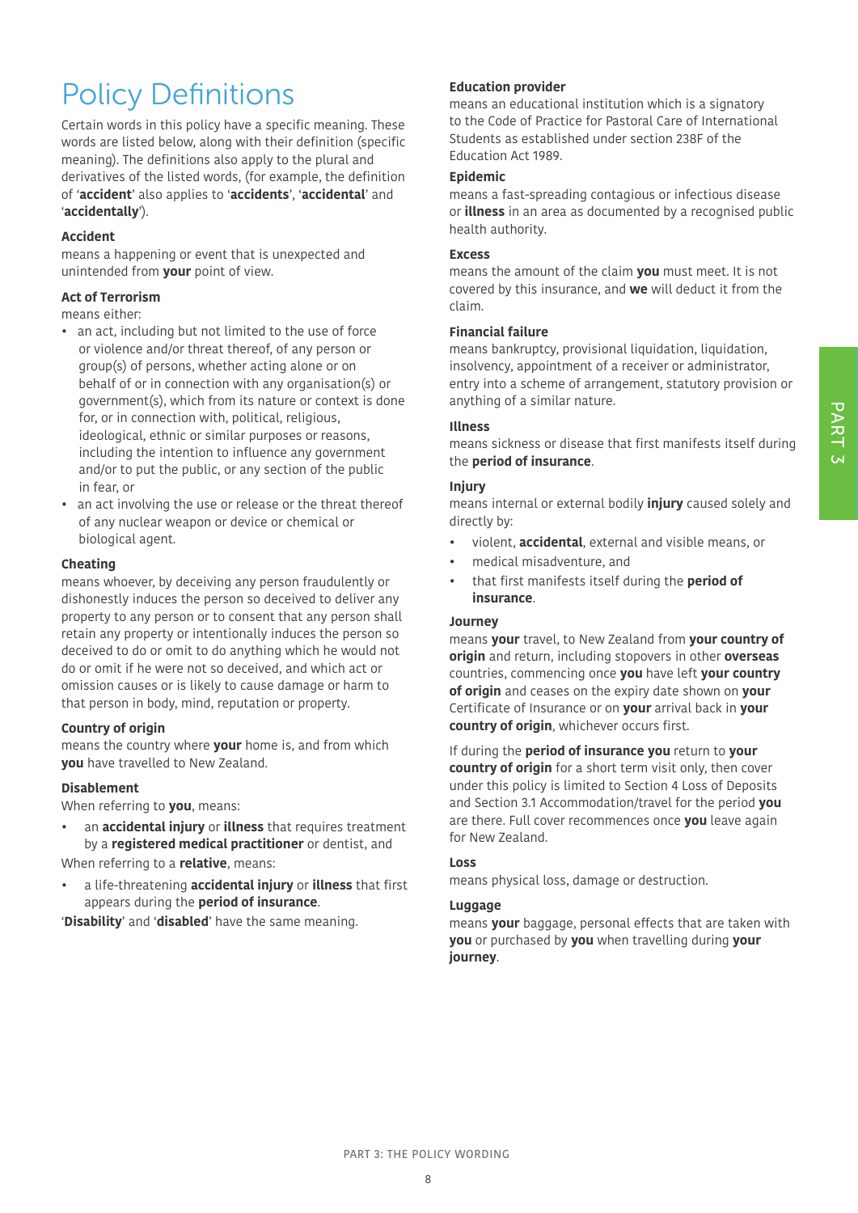# Policy Definitions

Certain words in this policy have a specific meaning. These words are listed below, along with their definition (specific meaning). The definitions also apply to the plural and derivatives of the listed words, (for example, the definition of '**accident**' also applies to '**accidents**', '**accidental**' and '**accidentally**').

### Accident

means a happening or event that is unexpected and unintended from **your** point of view.

### Act of Terrorism

means either:

- an act, including but not limited to the use of force or violence and/or threat thereof, of any person or group(s) of persons, whether acting alone or on behalf of or in connection with any organisation(s) or government(s), which from its nature or context is done for, or in connection with, political, religious, ideological, ethnic or similar purposes or reasons, including the intention to influence any government and/or to put the public, or any section of the public in fear, or
- an act involving the use or release or the threat thereof of any nuclear weapon or device or chemical or biological agent.

### Cheating

means whoever, by deceiving any person fraudulently or dishonestly induces the person so deceived to deliver any property to any person or to consent that any person shall retain any property or intentionally induces the person so deceived to do or omit to do anything which he would not do or omit if he were not so deceived, and which act or omission causes or is likely to cause damage or harm to that person in body, mind, reputation or property.

### Country of origin

means the country where **your** home is, and from which **you** have travelled to New Zealand.

### Disablement

When referring to **you**, means:

- an **accidental injury** or **illness** that requires treatment by a **registered medical practitioner** or dentist, and

When referring to a **relative**, means:

- a life-threatening **accidental injury** or **illness** that first appears during the **period of insurance**.

'**Disability**' and '**disabled**' have the same meaning.

### Education provider

means an educational institution which is a signatory to the Code of Practice for Pastoral Care of International Students as established under section 238F of the Education Act 1989.

### Epidemic

means a fast-spreading contagious or infectious disease or **illness** in an area as documented by a recognised public health authority.

### Excess

means the amount of the claim **you** must meet. It is not covered by this insurance, and **we** will deduct it from the claim.

### Financial failure

means bankruptcy, provisional liquidation, liquidation, insolvency, appointment of a receiver or administrator, entry into a scheme of arrangement, statutory provision or anything of a similar nature.

### Illness

means sickness or disease that first manifests itself during the **period of insurance**.

### Injury

means internal or external bodily **injury** caused solely and directly by:

- violent, **accidental**, external and visible means, or
- medical misadventure, and
- that first manifests itself during the **period of insurance**.

### Journey

means **your** travel, to New Zealand from **your country of origin** and return, including stopovers in other **overseas** countries, commencing once **you** have left **your country of origin** and ceases on the expiry date shown on **your** Certificate of Insurance or on **your** arrival back in **your country of origin**, whichever occurs first.

If during the **period of insurance you** return to **your country of origin** for a short term visit only, then cover under this policy is limited to Section 4 Loss of Deposits and Section 3.1 Accommodation/travel for the period **you** are there. Full cover recommences once **you** leave again for New Zealand.

### Loss

means physical loss, damage or destruction.

### Luggage

means **your** baggage, personal effects that are taken with **you** or purchased by **you** when travelling during **your journey**.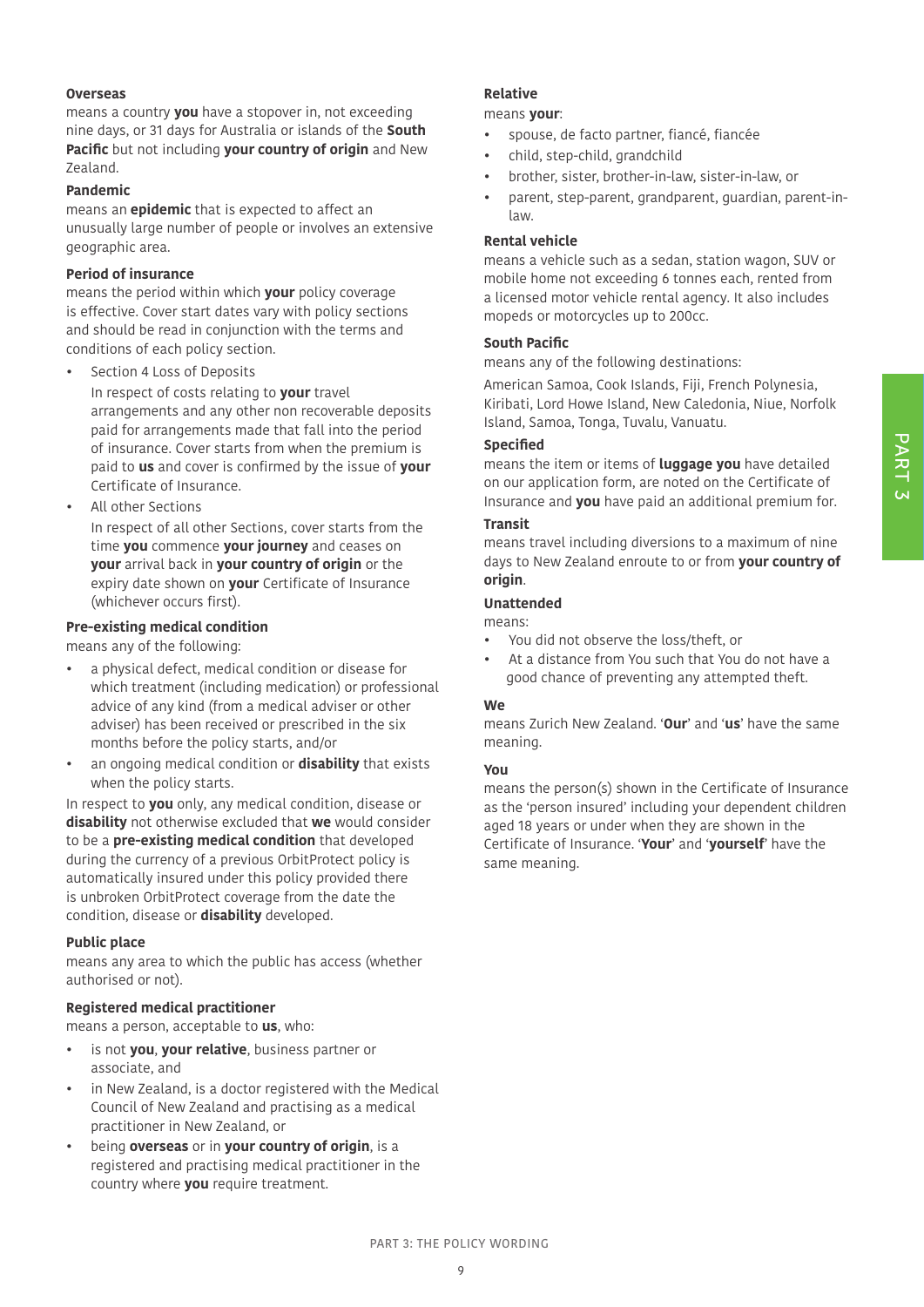**Overseas**

means a country **you** have a stopover in, not exceeding nine days, or 31 days for Australia or islands of the **South Pacific** but not including **your country of origin** and New Zealand.

**Pandemic**

means an **epidemic** that is expected to affect an unusually large number of people or involves an extensive geographic area.

**Period of insurance**

means the period within which **your** policy coverage is effective. Cover start dates vary with policy sections and should be read in conjunction with the terms and conditions of each policy section.

- Section 4 Loss of Deposits

  In respect of costs relating to **your** travel arrangements and any other non recoverable deposits paid for arrangements made that fall into the period of insurance. Cover starts from when the premium is paid to **us** and cover is confirmed by the issue of **your** Certificate of Insurance.

- All other Sections

  In respect of all other Sections, cover starts from the time **you** commence **your journey** and ceases on **your** arrival back in **your country of origin** or the expiry date shown on **your** Certificate of Insurance (whichever occurs first).

**Pre-existing medical condition**

means any of the following:

- a physical defect, medical condition or disease for which treatment (including medication) or professional advice of any kind (from a medical adviser or other adviser) has been received or prescribed in the six months before the policy starts, and/or
- an ongoing medical condition or **disability** that exists when the policy starts.

In respect to **you** only, any medical condition, disease or **disability** not otherwise excluded that **we** would consider to be a **pre-existing medical condition** that developed during the currency of a previous OrbitProtect policy is automatically insured under this policy provided there is unbroken OrbitProtect coverage from the date the condition, disease or **disability** developed.

**Public place**

means any area to which the public has access (whether authorised or not).

**Registered medical practitioner**

means a person, acceptable to **us**, who:

- is not **you**, **your relative**, business partner or associate, and
- in New Zealand, is a doctor registered with the Medical Council of New Zealand and practising as a medical practitioner in New Zealand, or
- being **overseas** or in **your country of origin**, is a registered and practising medical practitioner in the country where **you** require treatment.

**Relative**

means **your**:

- spouse, de facto partner, fiancé, fiancée
- child, step-child, grandchild
- brother, sister, brother-in-law, sister-in-law, or
- parent, step-parent, grandparent, guardian, parent-in-law.

**Rental vehicle**

means a vehicle such as a sedan, station wagon, SUV or mobile home not exceeding 6 tonnes each, rented from a licensed motor vehicle rental agency. It also includes mopeds or motorcycles up to 200cc.

**South Pacific**

means any of the following destinations:

American Samoa, Cook Islands, Fiji, French Polynesia, Kiribati, Lord Howe Island, New Caledonia, Niue, Norfolk Island, Samoa, Tonga, Tuvalu, Vanuatu.

**Specified**

means the item or items of **luggage you** have detailed on our application form, are noted on the Certificate of Insurance and **you** have paid an additional premium for.

**Transit**

means travel including diversions to a maximum of nine days to New Zealand enroute to or from **your country of origin**.

**Unattended**

means:

- You did not observe the loss/theft, or
- At a distance from You such that You do not have a good chance of preventing any attempted theft.

**We**

means Zurich New Zealand. '**Our**' and '**us**' have the same meaning.

**You**

means the person(s) shown in the Certificate of Insurance as the 'person insured' including your dependent children aged 18 years or under when they are shown in the Certificate of Insurance. '**Your**' and '**yourself**' have the same meaning.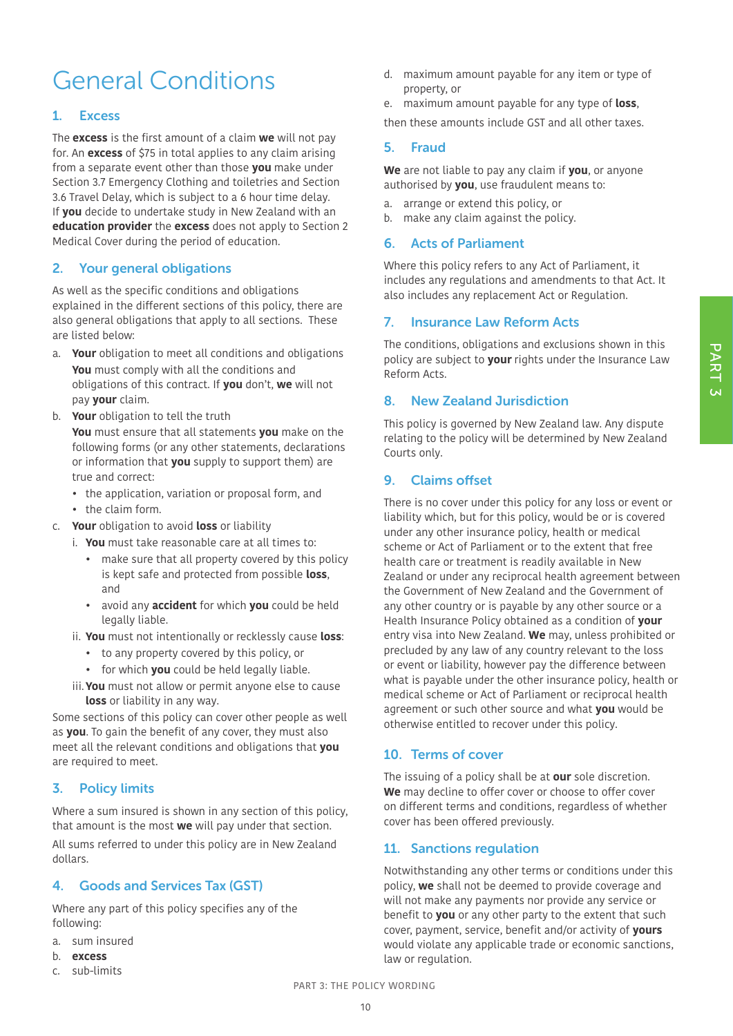# General Conditions

## 1. Excess

The **excess** is the first amount of a claim **we** will not pay for. An **excess** of $75 in total applies to any claim arising from a separate event other than those **you** make under Section 3.7 Emergency Clothing and toiletries and Section 3.6 Travel Delay, which is subject to a 6 hour time delay. If **you** decide to undertake study in New Zealand with an **education provider** the **excess** does not apply to Section 2 Medical Cover during the period of education.

## 2. Your general obligations

As well as the specific conditions and obligations explained in the different sections of this policy, there are also general obligations that apply to all sections. These are listed below:

a. **Your** obligation to meet all conditions and obligations
   **You** must comply with all the conditions and obligations of this contract. If **you** don't, **we** will not pay **your** claim.

b. **Your** obligation to tell the truth
   **You** must ensure that all statements **you** make on the following forms (or any other statements, declarations or information that **you** supply to support them) are true and correct:
   - the application, variation or proposal form, and
   - the claim form.

c. **Your** obligation to avoid **loss** or liability
   i. **You** must take reasonable care at all times to:
      - make sure that all property covered by this policy is kept safe and protected from possible **loss**, and
      - avoid any **accident** for which **you** could be held legally liable.

   ii. **You** must not intentionally or recklessly cause **loss**:
      - to any property covered by this policy, or
      - for which **you** could be held legally liable.

   iii. **You** must not allow or permit anyone else to cause **loss** or liability in any way.

Some sections of this policy can cover other people as well as **you**. To gain the benefit of any cover, they must also meet all the relevant conditions and obligations that **you** are required to meet.

## 3. Policy limits

Where a sum insured is shown in any section of this policy, that amount is the most **we** will pay under that section.

All sums referred to under this policy are in New Zealand dollars.

## 4. Goods and Services Tax (GST)

Where any part of this policy specifies any of the following:

a. sum insured
b. **excess**
c. sub-limits
d. maximum amount payable for any item or type of property, or
e. maximum amount payable for any type of **loss**,

then these amounts include GST and all other taxes.

## 5. Fraud

**We** are not liable to pay any claim if **you**, or anyone authorised by **you**, use fraudulent means to:

a. arrange or extend this policy, or
b. make any claim against the policy.

## 6. Acts of Parliament

Where this policy refers to any Act of Parliament, it includes any regulations and amendments to that Act. It also includes any replacement Act or Regulation.

## 7. Insurance Law Reform Acts

The conditions, obligations and exclusions shown in this policy are subject to **your** rights under the Insurance Law Reform Acts.

## 8. New Zealand Jurisdiction

This policy is governed by New Zealand law. Any dispute relating to the policy will be determined by New Zealand Courts only.

## 9. Claims offset

There is no cover under this policy for any loss or event or liability which, but for this policy, would be or is covered under any other insurance policy, health or medical scheme or Act of Parliament or to the extent that free health care or treatment is readily available in New Zealand or under any reciprocal health agreement between the Government of New Zealand and the Government of any other country or is payable by any other source or a Health Insurance Policy obtained as a condition of **your** entry visa into New Zealand. **We** may, unless prohibited or precluded by any law of any country relevant to the loss or event or liability, however pay the difference between what is payable under the other insurance policy, health or medical scheme or Act of Parliament or reciprocal health agreement or such other source and what **you** would be otherwise entitled to recover under this policy.

## 10. Terms of cover

The issuing of a policy shall be at **our** sole discretion. **We** may decline to offer cover or choose to offer cover on different terms and conditions, regardless of whether cover has been offered previously.

## 11. Sanctions regulation

Notwithstanding any other terms or conditions under this policy, **we** shall not be deemed to provide coverage and will not make any payments nor provide any service or benefit to **you** or any other party to the extent that such cover, payment, service, benefit and/or activity of **yours** would violate any applicable trade or economic sanctions, law or regulation.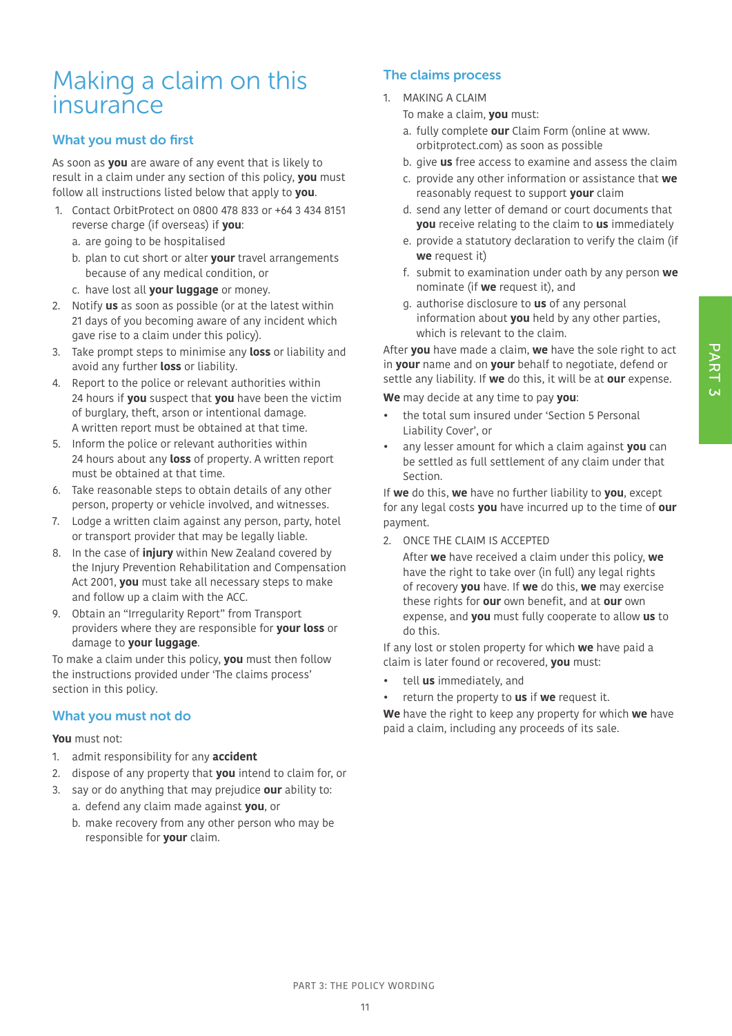# Making a claim on this insurance

## What you must do first

As soon as **you** are aware of any event that is likely to result in a claim under any section of this policy, **you** must follow all instructions listed below that apply to **you**.

1. Contact OrbitProtect on 0800 478 833 or +64 3 434 8151 reverse charge (if overseas) if **you**:
   a. are going to be hospitalised
   b. plan to cut short or alter **your** travel arrangements because of any medical condition, or
   c. have lost all **your luggage** or money.
2. Notify **us** as soon as possible (or at the latest within 21 days of you becoming aware of any incident which gave rise to a claim under this policy).
3. Take prompt steps to minimise any **loss** or liability and avoid any further **loss** or liability.
4. Report to the police or relevant authorities within 24 hours if **you** suspect that **you** have been the victim of burglary, theft, arson or intentional damage. A written report must be obtained at that time.
5. Inform the police or relevant authorities within 24 hours about any **loss** of property. A written report must be obtained at that time.
6. Take reasonable steps to obtain details of any other person, property or vehicle involved, and witnesses.
7. Lodge a written claim against any person, party, hotel or transport provider that may be legally liable.
8. In the case of **injury** within New Zealand covered by the Injury Prevention Rehabilitation and Compensation Act 2001, **you** must take all necessary steps to make and follow up a claim with the ACC.
9. Obtain an "Irregularity Report" from Transport providers where they are responsible for **your loss** or damage to **your luggage**.

To make a claim under this policy, **you** must then follow the instructions provided under 'The claims process' section in this policy.

## What you must not do

**You** must not:

1. admit responsibility for any **accident**
2. dispose of any property that **you** intend to claim for, or
3. say or do anything that may prejudice **our** ability to:
   a. defend any claim made against **you**, or
   b. make recovery from any other person who may be responsible for **your** claim.

## The claims process

1. MAKING A CLAIM

   To make a claim, **you** must:
   a. fully complete **our** Claim Form (online at www.orbitprotect.com) as soon as possible
   b. give **us** free access to examine and assess the claim
   c. provide any other information or assistance that **we** reasonably request to support **your** claim
   d. send any letter of demand or court documents that **you** receive relating to the claim to **us** immediately
   e. provide a statutory declaration to verify the claim (if **we** request it)
   f. submit to examination under oath by any person **we** nominate (if **we** request it), and
   g. authorise disclosure to **us** of any personal information about **you** held by any other parties, which is relevant to the claim.

After **you** have made a claim, **we** have the sole right to act in **your** name and on **your** behalf to negotiate, defend or settle any liability. If **we** do this, it will be at **our** expense.

**We** may decide at any time to pay **you**:

- the total sum insured under 'Section 5 Personal Liability Cover', or
- any lesser amount for which a claim against **you** can be settled as full settlement of any claim under that Section.

If **we** do this, **we** have no further liability to **you**, except for any legal costs **you** have incurred up to the time of **our** payment.

2. ONCE THE CLAIM IS ACCEPTED

   After **we** have received a claim under this policy, **we** have the right to take over (in full) any legal rights of recovery **you** have. If **we** do this, **we** may exercise these rights for **our** own benefit, and at **our** own expense, and **you** must fully cooperate to allow **us** to do this.

If any lost or stolen property for which **we** have paid a claim is later found or recovered, **you** must:

- tell **us** immediately, and
- return the property to **us** if **we** request it.

**We** have the right to keep any property for which **we** have paid a claim, including any proceeds of its sale.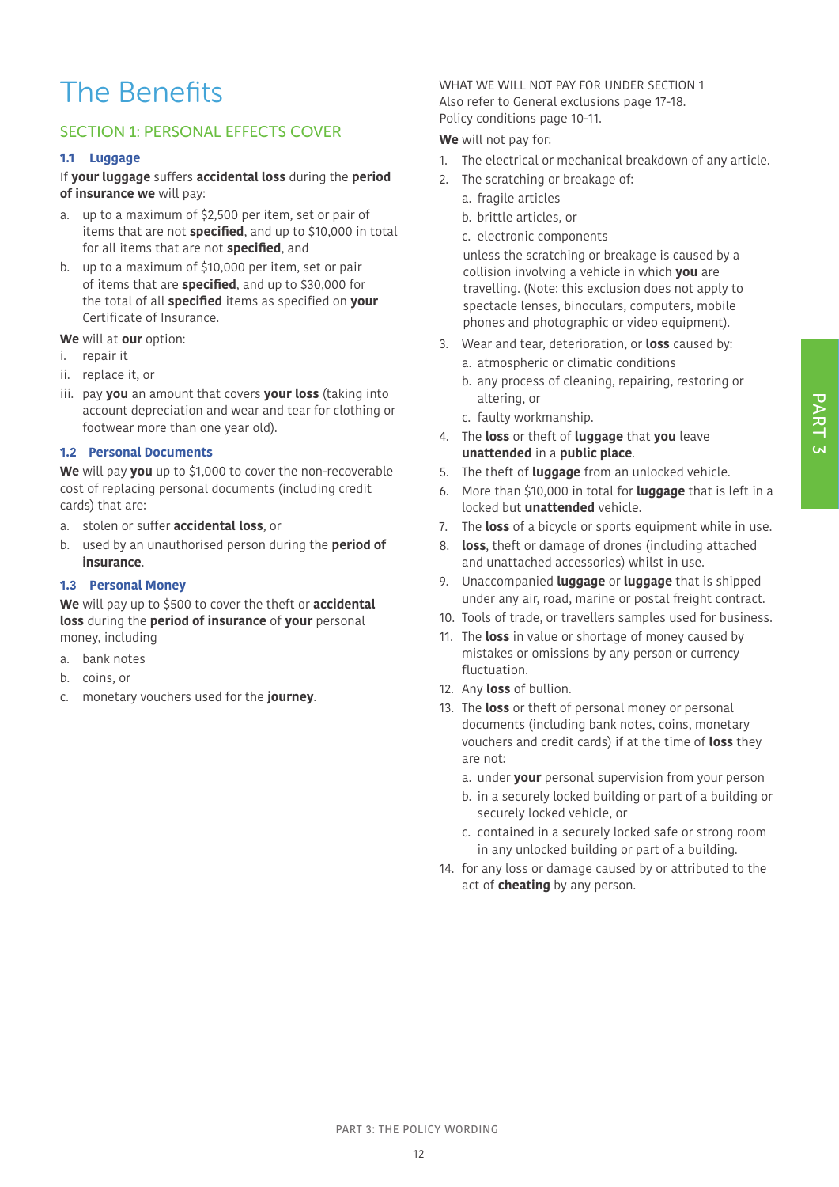# The Benefits

## SECTION 1: PERSONAL EFFECTS COVER

### 1.1 Luggage

If **your luggage** suffers **accidental loss** during the **period of insurance we** will pay:

a. up to a maximum of $2,500 per item, set or pair of items that are not **specified**, and up to $10,000 in total for all items that are not **specified**, and
b. up to a maximum of $10,000 per item, set or pair of items that are **specified**, and up to $30,000 for the total of all **specified** items as specified on **your** Certificate of Insurance.

**We** will at **our** option:

i. repair it
ii. replace it, or
iii. pay **you** an amount that covers **your loss** (taking into account depreciation and wear and tear for clothing or footwear more than one year old).

### 1.2 Personal Documents

**We** will pay **you** up to $1,000 to cover the non-recoverable cost of replacing personal documents (including credit cards) that are:

a. stolen or suffer **accidental loss**, or
b. used by an unauthorised person during the **period of insurance**.

### 1.3 Personal Money

**We** will pay up to $500 to cover the theft or **accidental loss** during the **period of insurance** of **your** personal money, including

a. bank notes
b. coins, or
c. monetary vouchers used for the **journey**.

WHAT WE WILL NOT PAY FOR UNDER SECTION 1
Also refer to General exclusions page 17-18.
Policy conditions page 10-11.

**We** will not pay for:

1. The electrical or mechanical breakdown of any article.
2. The scratching or breakage of:
   a. fragile articles
   b. brittle articles, or
   c. electronic components

   unless the scratching or breakage is caused by a collision involving a vehicle in which **you** are travelling. (Note: this exclusion does not apply to spectacle lenses, binoculars, computers, mobile phones and photographic or video equipment).
3. Wear and tear, deterioration, or **loss** caused by:
   a. atmospheric or climatic conditions
   b. any process of cleaning, repairing, restoring or altering, or
   c. faulty workmanship.
4. The **loss** or theft of **luggage** that **you** leave **unattended** in a **public place**.
5. The theft of **luggage** from an unlocked vehicle.
6. More than $10,000 in total for **luggage** that is left in a locked but **unattended** vehicle.
7. The **loss** of a bicycle or sports equipment while in use.
8. **loss**, theft or damage of drones (including attached and unattached accessories) whilst in use.
9. Unaccompanied **luggage** or **luggage** that is shipped under any air, road, marine or postal freight contract.
10. Tools of trade, or travellers samples used for business.
11. The **loss** in value or shortage of money caused by mistakes or omissions by any person or currency fluctuation.
12. Any **loss** of bullion.
13. The **loss** or theft of personal money or personal documents (including bank notes, coins, monetary vouchers and credit cards) if at the time of **loss** they are not:
    a. under **your** personal supervision from your person
    b. in a securely locked building or part of a building or securely locked vehicle, or
    c. contained in a securely locked safe or strong room in any unlocked building or part of a building.
14. for any loss or damage caused by or attributed to the act of **cheating** by any person.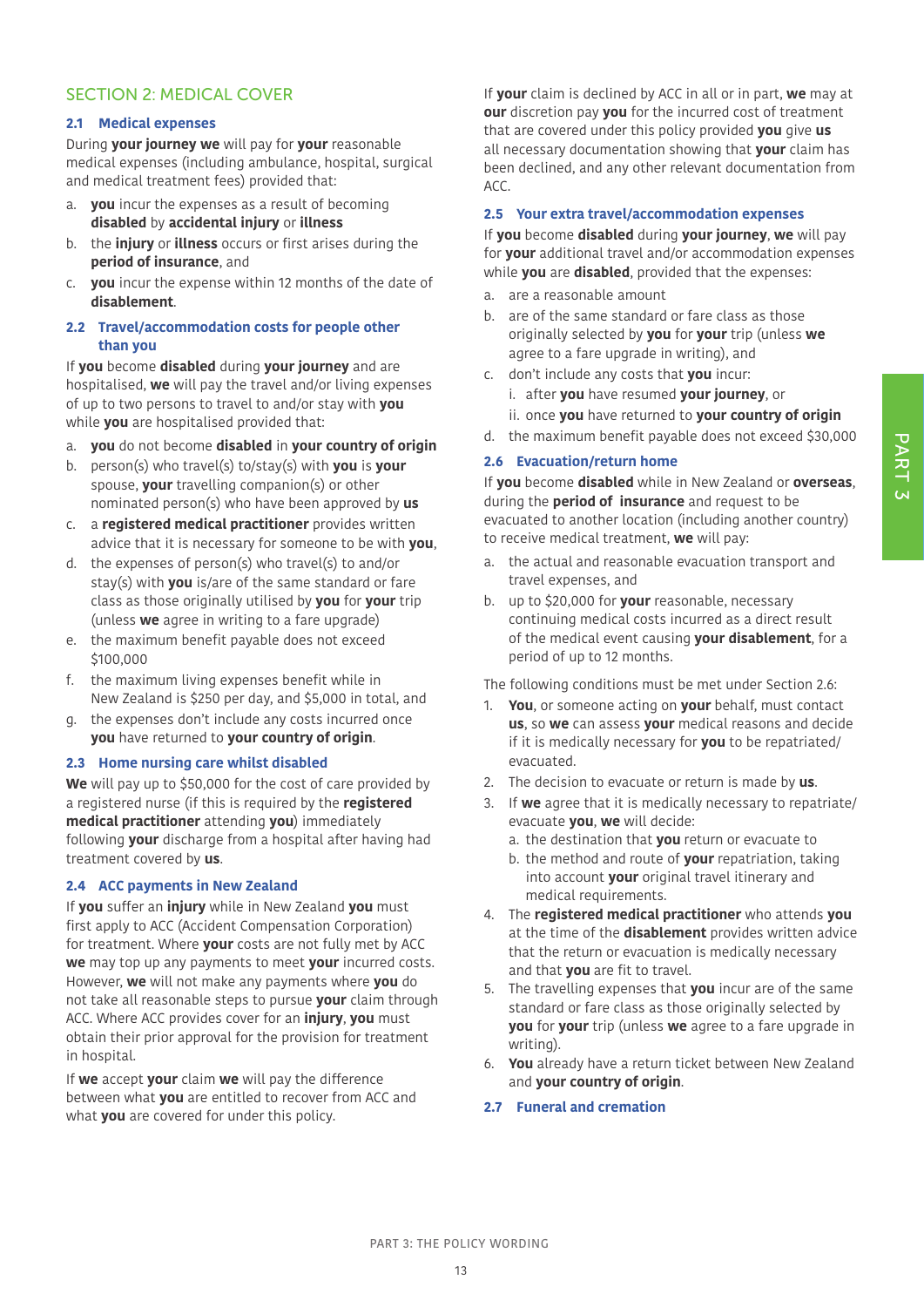## SECTION 2: MEDICAL COVER

### 2.1 Medical expenses

During **your journey we** will pay for **your** reasonable medical expenses (including ambulance, hospital, surgical and medical treatment fees) provided that:

a. **you** incur the expenses as a result of becoming **disabled** by **accidental injury** or **illness**

b. the **injury** or **illness** occurs or first arises during the **period of insurance**, and

c. **you** incur the expense within 12 months of the date of **disablement**.

### 2.2 Travel/accommodation costs for people other than you

If **you** become **disabled** during **your journey** and are hospitalised, **we** will pay the travel and/or living expenses of up to two persons to travel to and/or stay with **you** while **you** are hospitalised provided that:

a. **you** do not become **disabled** in **your country of origin**

b. person(s) who travel(s) to/stay(s) with **you** is **your** spouse, **your** travelling companion(s) or other nominated person(s) who have been approved by **us**

c. a **registered medical practitioner** provides written advice that it is necessary for someone to be with **you**,

d. the expenses of person(s) who travel(s) to and/or stay(s) with **you** is/are of the same standard or fare class as those originally utilised by **you** for **your** trip (unless **we** agree in writing to a fare upgrade)

e. the maximum benefit payable does not exceed $100,000

f. the maximum living expenses benefit while in New Zealand is $250 per day, and $5,000 in total, and

g. the expenses don't include any costs incurred once **you** have returned to **your country of origin**.

### 2.3 Home nursing care whilst disabled

**We** will pay up to $50,000 for the cost of care provided by a registered nurse (if this is required by the **registered medical practitioner** attending **you**) immediately following **your** discharge from a hospital after having had treatment covered by **us**.

### 2.4 ACC payments in New Zealand

If **you** suffer an **injury** while in New Zealand **you** must first apply to ACC (Accident Compensation Corporation) for treatment. Where **your** costs are not fully met by ACC **we** may top up any payments to meet **your** incurred costs. However, **we** will not make any payments where **you** do not take all reasonable steps to pursue **your** claim through ACC. Where ACC provides cover for an **injury**, **you** must obtain their prior approval for the provision for treatment in hospital.

If **we** accept **your** claim **we** will pay the difference between what **you** are entitled to recover from ACC and what **you** are covered for under this policy.

If **your** claim is declined by ACC in all or in part, **we** may at **our** discretion pay **you** for the incurred cost of treatment that are covered under this policy provided **you** give **us** all necessary documentation showing that **your** claim has been declined, and any other relevant documentation from ACC.

### 2.5 Your extra travel/accommodation expenses

If **you** become **disabled** during **your journey**, **we** will pay for **your** additional travel and/or accommodation expenses while **you** are **disabled**, provided that the expenses:

a. are a reasonable amount

b. are of the same standard or fare class as those originally selected by **you** for **your** trip (unless **we** agree to a fare upgrade in writing), and

c. don't include any costs that **you** incur:
   i. after **you** have resumed **your journey**, or
   ii. once **you** have returned to **your country of origin**

d. the maximum benefit payable does not exceed $30,000

### 2.6 Evacuation/return home

If **you** become **disabled** while in New Zealand or **overseas**, during the **period of insurance** and request to be evacuated to another location (including another country) to receive medical treatment, **we** will pay:

a. the actual and reasonable evacuation transport and travel expenses, and

b. up to $20,000 for **your** reasonable, necessary continuing medical costs incurred as a direct result of the medical event causing **your disablement**, for a period of up to 12 months.

The following conditions must be met under Section 2.6:

1. **You**, or someone acting on **your** behalf, must contact **us**, so **we** can assess **your** medical reasons and decide if it is medically necessary for **you** to be repatriated/ evacuated.
2. The decision to evacuate or return is made by **us**.
3. If **we** agree that it is medically necessary to repatriate/ evacuate **you**, **we** will decide:
   a. the destination that **you** return or evacuate to
   b. the method and route of **your** repatriation, taking into account **your** original travel itinerary and medical requirements.
4. The **registered medical practitioner** who attends **you** at the time of the **disablement** provides written advice that the return or evacuation is medically necessary and that **you** are fit to travel.
5. The travelling expenses that **you** incur are of the same standard or fare class as those originally selected by **you** for **your** trip (unless **we** agree to a fare upgrade in writing).
6. **You** already have a return ticket between New Zealand and **your country of origin**.

### 2.7 Funeral and cremation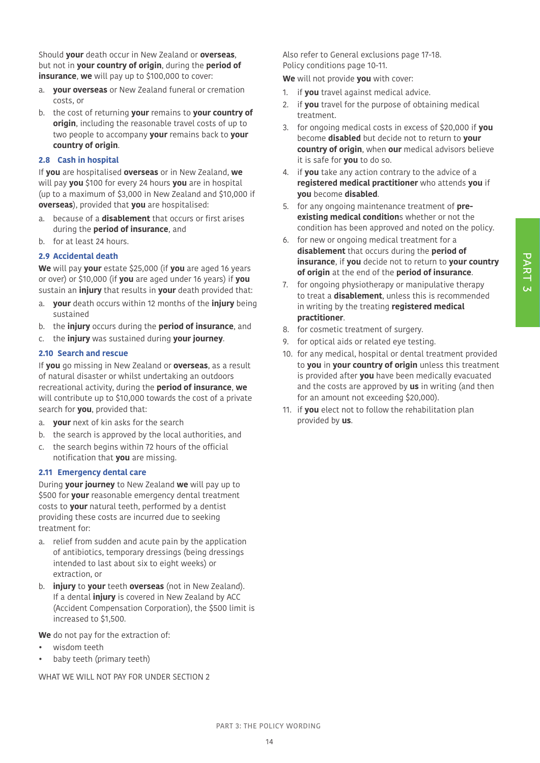Should **your** death occur in New Zealand or **overseas**, but not in **your country of origin**, during the **period of insurance**, **we** will pay up to $100,000 to cover:

a. **your overseas** or New Zealand funeral or cremation costs, or
b. the cost of returning **your** remains to **your country of origin**, including the reasonable travel costs of up to two people to accompany **your** remains back to **your country of origin**.

### 2.8 Cash in hospital

If **you** are hospitalised **overseas** or in New Zealand, **we** will pay **you** $100 for every 24 hours **you** are in hospital (up to a maximum of $3,000 in New Zealand and $10,000 if **overseas**), provided that **you** are hospitalised:

a. because of a **disablement** that occurs or first arises during the **period of insurance**, and
b. for at least 24 hours.

### 2.9 Accidental death

**We** will pay **your** estate $25,000 (if **you** are aged 16 years or over) or $10,000 (if **you** are aged under 16 years) if **you** sustain an **injury** that results in **your** death provided that:

a. **your** death occurs within 12 months of the **injury** being sustained
b. the **injury** occurs during the **period of insurance**, and
c. the **injury** was sustained during **your journey**.

### 2.10 Search and rescue

If **you** go missing in New Zealand or **overseas**, as a result of natural disaster or whilst undertaking an outdoors recreational activity, during the **period of insurance**, **we** will contribute up to $10,000 towards the cost of a private search for **you**, provided that:

a. **your** next of kin asks for the search
b. the search is approved by the local authorities, and
c. the search begins within 72 hours of the official notification that **you** are missing.

### 2.11 Emergency dental care

During **your journey** to New Zealand **we** will pay up to $500 for **your** reasonable emergency dental treatment costs to **your** natural teeth, performed by a dentist providing these costs are incurred due to seeking treatment for:

a. relief from sudden and acute pain by the application of antibiotics, temporary dressings (being dressings intended to last about six to eight weeks) or extraction, or
b. **injury** to **your** teeth **overseas** (not in New Zealand). If a dental **injury** is covered in New Zealand by ACC (Accident Compensation Corporation), the $500 limit is increased to $1,500.

**We** do not pay for the extraction of:

- wisdom teeth
- baby teeth (primary teeth)

WHAT WE WILL NOT PAY FOR UNDER SECTION 2

Also refer to General exclusions page 17-18.
Policy conditions page 10-11.

**We** will not provide **you** with cover:

1. if **you** travel against medical advice.
2. if **you** travel for the purpose of obtaining medical treatment.
3. for ongoing medical costs in excess of $20,000 if **you** become **disabled** but decide not to return to **your country of origin**, when **our** medical advisors believe it is safe for **you** to do so.
4. if **you** take any action contrary to the advice of a **registered medical practitioner** who attends **you** if **you** become **disabled**.
5. for any ongoing maintenance treatment of **pre-existing medical condition**s whether or not the condition has been approved and noted on the policy.
6. for new or ongoing medical treatment for a **disablement** that occurs during the **period of insurance**, if **you** decide not to return to **your country of origin** at the end of the **period of insurance**.
7. for ongoing physiotherapy or manipulative therapy to treat a **disablement**, unless this is recommended in writing by the treating **registered medical practitioner**.
8. for cosmetic treatment of surgery.
9. for optical aids or related eye testing.
10. for any medical, hospital or dental treatment provided to **you** in **your country of origin** unless this treatment is provided after **you** have been medically evacuated and the costs are approved by **us** in writing (and then for an amount not exceeding $20,000).
11. if **you** elect not to follow the rehabilitation plan provided by **us**.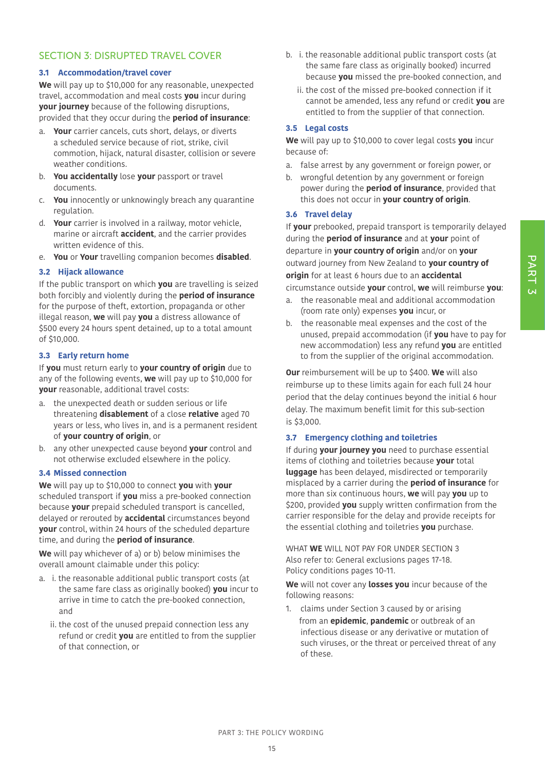## SECTION 3: DISRUPTED TRAVEL COVER

### 3.1 Accommodation/travel cover

**We** will pay up to $10,000 for any reasonable, unexpected travel, accommodation and meal costs **you** incur during **your journey** because of the following disruptions, provided that they occur during the **period of insurance**:

a. **Your** carrier cancels, cuts short, delays, or diverts a scheduled service because of riot, strike, civil commotion, hijack, natural disaster, collision or severe weather conditions.
b. **You accidentally** lose **your** passport or travel documents.
c. **You** innocently or unknowingly breach any quarantine regulation.
d. **Your** carrier is involved in a railway, motor vehicle, marine or aircraft **accident**, and the carrier provides written evidence of this.
e. **You** or **Your** travelling companion becomes **disabled**.

### 3.2 Hijack allowance

If the public transport on which **you** are travelling is seized both forcibly and violently during the **period of insurance** for the purpose of theft, extortion, propaganda or other illegal reason, **we** will pay **you** a distress allowance of $500 every 24 hours spent detained, up to a total amount of $10,000.

### 3.3 Early return home

If **you** must return early to **your country of origin** due to any of the following events, **we** will pay up to $10,000 for **your** reasonable, additional travel costs:

a. the unexpected death or sudden serious or life threatening **disablement** of a close **relative** aged 70 years or less, who lives in, and is a permanent resident of **your country of origin**, or
b. any other unexpected cause beyond **your** control and not otherwise excluded elsewhere in the policy.

### 3.4 Missed connection

**We** will pay up to $10,000 to connect **you** with **your** scheduled transport if **you** miss a pre-booked connection because **your** prepaid scheduled transport is cancelled, delayed or rerouted by **accidental** circumstances beyond **your** control, within 24 hours of the scheduled departure time, and during the **period of insurance**.

**We** will pay whichever of a) or b) below minimises the overall amount claimable under this policy:

a. i. the reasonable additional public transport costs (at the same fare class as originally booked) **you** incur to arrive in time to catch the pre-booked connection, and

   ii. the cost of the unused prepaid connection less any refund or credit **you** are entitled to from the supplier of that connection, or

b. i. the reasonable additional public transport costs (at the same fare class as originally booked) incurred because **you** missed the pre-booked connection, and

   ii. the cost of the missed pre-booked connection if it cannot be amended, less any refund or credit **you** are entitled to from the supplier of that connection.

### 3.5 Legal costs

**We** will pay up to $10,000 to cover legal costs **you** incur because of:

a. false arrest by any government or foreign power, or
b. wrongful detention by any government or foreign power during the **period of insurance**, provided that this does not occur in **your country of origin**.

### 3.6 Travel delay

If **your** prebooked, prepaid transport is temporarily delayed during the **period of insurance** and at **your** point of departure in **your country of origin** and/or on **your** outward journey from New Zealand to **your country of origin** for at least 6 hours due to an **accidental** circumstance outside **your** control, **we** will reimburse **you**:

a. the reasonable meal and additional accommodation (room rate only) expenses **you** incur, or
b. the reasonable meal expenses and the cost of the unused, prepaid accommodation (if **you** have to pay for new accommodation) less any refund **you** are entitled to from the supplier of the original accommodation.

**Our** reimbursement will be up to $400. **We** will also reimburse up to these limits again for each full 24 hour period that the delay continues beyond the initial 6 hour delay. The maximum benefit limit for this sub-section is $3,000.

### 3.7 Emergency clothing and toiletries

If during **your journey you** need to purchase essential items of clothing and toiletries because **your** total **luggage** has been delayed, misdirected or temporarily misplaced by a carrier during the **period of insurance** for more than six continuous hours, **we** will pay **you** up to $200, provided **you** supply written confirmation from the carrier responsible for the delay and provide receipts for the essential clothing and toiletries **you** purchase.

WHAT **WE** WILL NOT PAY FOR UNDER SECTION 3
Also refer to: General exclusions pages 17-18.
Policy conditions pages 10-11.

**We** will not cover any **losses you** incur because of the following reasons:

1. claims under Section 3 caused by or arising from an **epidemic**, **pandemic** or outbreak of an infectious disease or any derivative or mutation of such viruses, or the threat or perceived threat of any of these.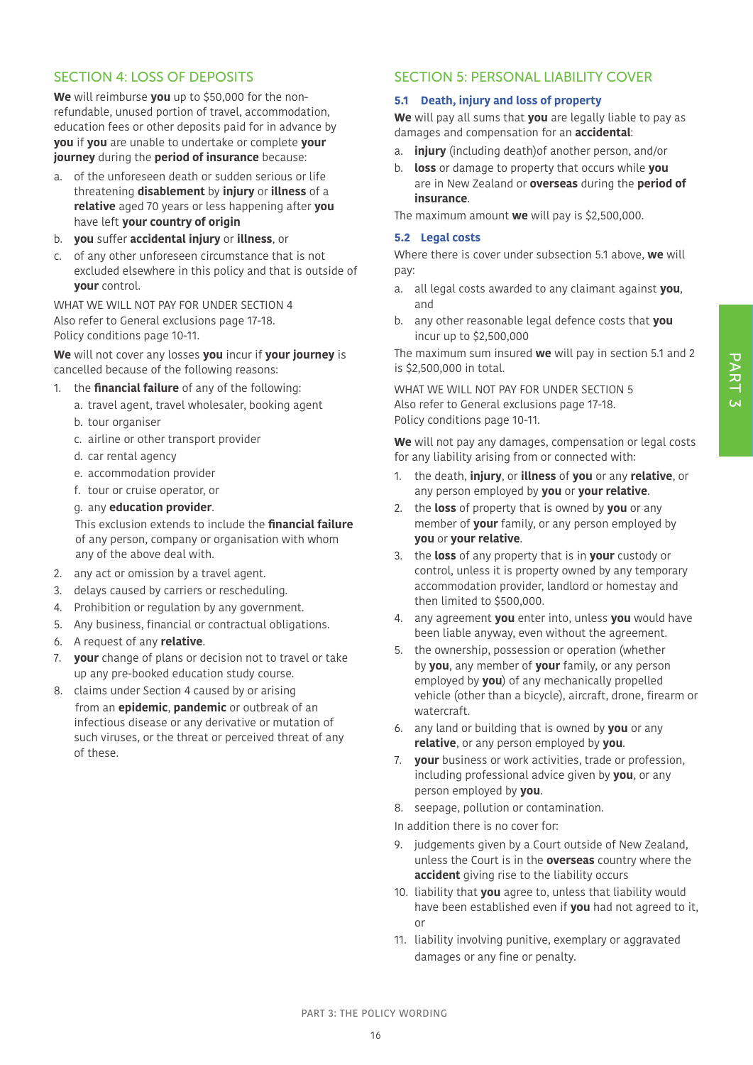## SECTION 4: LOSS OF DEPOSITS

**We** will reimburse **you** up to $50,000 for the non-refundable, unused portion of travel, accommodation, education fees or other deposits paid for in advance by **you** if **you** are unable to undertake or complete **your journey** during the **period of insurance** because:

a. of the unforeseen death or sudden serious or life threatening **disablement** by **injury** or **illness** of a **relative** aged 70 years or less happening after **you** have left **your country of origin**

b. **you** suffer **accidental injury** or **illness**, or

c. of any other unforeseen circumstance that is not excluded elsewhere in this policy and that is outside of **your** control.

WHAT WE WILL NOT PAY FOR UNDER SECTION 4
Also refer to General exclusions page 17-18.
Policy conditions page 10-11.

**We** will not cover any losses **you** incur if **your journey** is cancelled because of the following reasons:

1. the **financial failure** of any of the following:
   a. travel agent, travel wholesaler, booking agent
   b. tour organiser
   c. airline or other transport provider
   d. car rental agency
   e. accommodation provider
   f. tour or cruise operator, or
   g. any **education provider**.

   This exclusion extends to include the **financial failure** of any person, company or organisation with whom any of the above deal with.
2. any act or omission by a travel agent.
3. delays caused by carriers or rescheduling.
4. Prohibition or regulation by any government.
5. Any business, financial or contractual obligations.
6. A request of any **relative**.
7. **your** change of plans or decision not to travel or take up any pre-booked education study course.
8. claims under Section 4 caused by or arising from an **epidemic**, **pandemic** or outbreak of an infectious disease or any derivative or mutation of such viruses, or the threat or perceived threat of any of these.

## SECTION 5: PERSONAL LIABILITY COVER

### 5.1 Death, injury and loss of property

**We** will pay all sums that **you** are legally liable to pay as damages and compensation for an **accidental**:

a. **injury** (including death)of another person, and/or

b. **loss** or damage to property that occurs while **you** are in New Zealand or **overseas** during the **period of insurance**.

The maximum amount **we** will pay is $2,500,000.

### 5.2 Legal costs

Where there is cover under subsection 5.1 above, **we** will pay:

a. all legal costs awarded to any claimant against **you**, and

b. any other reasonable legal defence costs that **you** incur up to $2,500,000

The maximum sum insured **we** will pay in section 5.1 and 2 is $2,500,000 in total.

WHAT WE WILL NOT PAY FOR UNDER SECTION 5
Also refer to General exclusions page 17-18.
Policy conditions page 10-11.

**We** will not pay any damages, compensation or legal costs for any liability arising from or connected with:

1. the death, **injury**, or **illness** of **you** or any **relative**, or any person employed by **you** or **your relative**.
2. the **loss** of property that is owned by **you** or any member of **your** family, or any person employed by **you** or **your relative**.
3. the **loss** of any property that is in **your** custody or control, unless it is property owned by any temporary accommodation provider, landlord or homestay and then limited to $500,000.
4. any agreement **you** enter into, unless **you** would have been liable anyway, even without the agreement.
5. the ownership, possession or operation (whether by **you**, any member of **your** family, or any person employed by **you**) of any mechanically propelled vehicle (other than a bicycle), aircraft, drone, firearm or watercraft.
6. any land or building that is owned by **you** or any **relative**, or any person employed by **you**.
7. **your** business or work activities, trade or profession, including professional advice given by **you**, or any person employed by **you**.
8. seepage, pollution or contamination.

In addition there is no cover for:

9. judgements given by a Court outside of New Zealand, unless the Court is in the **overseas** country where the **accident** giving rise to the liability occurs
10. liability that **you** agree to, unless that liability would have been established even if **you** had not agreed to it, or
11. liability involving punitive, exemplary or aggravated damages or any fine or penalty.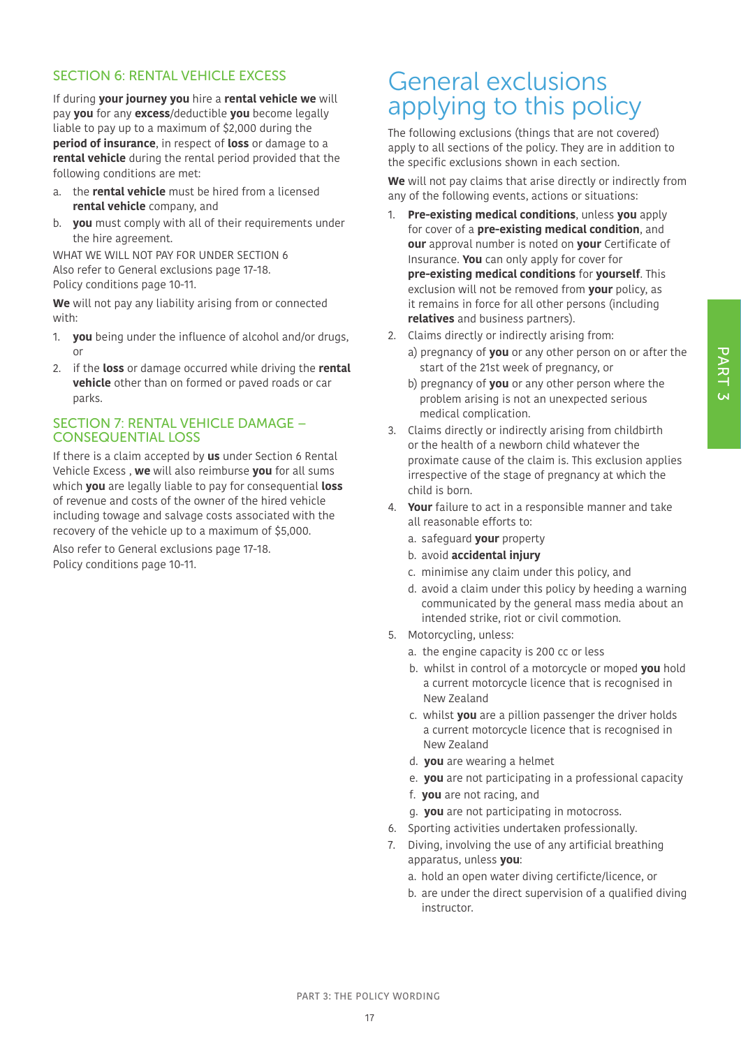## SECTION 6: RENTAL VEHICLE EXCESS

If during **your journey you** hire a **rental vehicle we** will pay **you** for any **excess**/deductible **you** become legally liable to pay up to a maximum of $2,000 during the **period of insurance**, in respect of **loss** or damage to a **rental vehicle** during the rental period provided that the following conditions are met:

a. the **rental vehicle** must be hired from a licensed **rental vehicle** company, and
b. **you** must comply with all of their requirements under the hire agreement.

WHAT WE WILL NOT PAY FOR UNDER SECTION 6
Also refer to General exclusions page 17-18.
Policy conditions page 10-11.

**We** will not pay any liability arising from or connected with:

1. **you** being under the influence of alcohol and/or drugs, or
2. if the **loss** or damage occurred while driving the **rental vehicle** other than on formed or paved roads or car parks.

## SECTION 7: RENTAL VEHICLE DAMAGE – CONSEQUENTIAL LOSS

If there is a claim accepted by **us** under Section 6 Rental Vehicle Excess , **we** will also reimburse **you** for all sums which **you** are legally liable to pay for consequential **loss** of revenue and costs of the owner of the hired vehicle including towage and salvage costs associated with the recovery of the vehicle up to a maximum of $5,000.

Also refer to General exclusions page 17-18.
Policy conditions page 10-11.

# General exclusions applying to this policy

The following exclusions (things that are not covered) apply to all sections of the policy. They are in addition to the specific exclusions shown in each section.

**We** will not pay claims that arise directly or indirectly from any of the following events, actions or situations:

1. **Pre-existing medical conditions**, unless **you** apply for cover of a **pre-existing medical condition**, and **our** approval number is noted on **your** Certificate of Insurance. **You** can only apply for cover for **pre-existing medical conditions** for **yourself**. This exclusion will not be removed from **your** policy, as it remains in force for all other persons (including **relatives** and business partners).
2. Claims directly or indirectly arising from:
   a) pregnancy of **you** or any other person on or after the start of the 21st week of pregnancy, or
   b) pregnancy of **you** or any other person where the problem arising is not an unexpected serious medical complication.
3. Claims directly or indirectly arising from childbirth or the health of a newborn child whatever the proximate cause of the claim is. This exclusion applies irrespective of the stage of pregnancy at which the child is born.
4. **Your** failure to act in a responsible manner and take all reasonable efforts to:
   a. safeguard **your** property
   b. avoid **accidental injury**
   c. minimise any claim under this policy, and
   d. avoid a claim under this policy by heeding a warning communicated by the general mass media about an intended strike, riot or civil commotion.
5. Motorcycling, unless:
   a. the engine capacity is 200 cc or less
   b. whilst in control of a motorcycle or moped **you** hold a current motorcycle licence that is recognised in New Zealand
   c. whilst **you** are a pillion passenger the driver holds a current motorcycle licence that is recognised in New Zealand
   d. **you** are wearing a helmet
   e. **you** are not participating in a professional capacity
   f. **you** are not racing, and
   g. **you** are not participating in motocross.
6. Sporting activities undertaken professionally.
7. Diving, involving the use of any artificial breathing apparatus, unless **you**:
   a. hold an open water diving certificte/licence, or
   b. are under the direct supervision of a qualified diving instructor.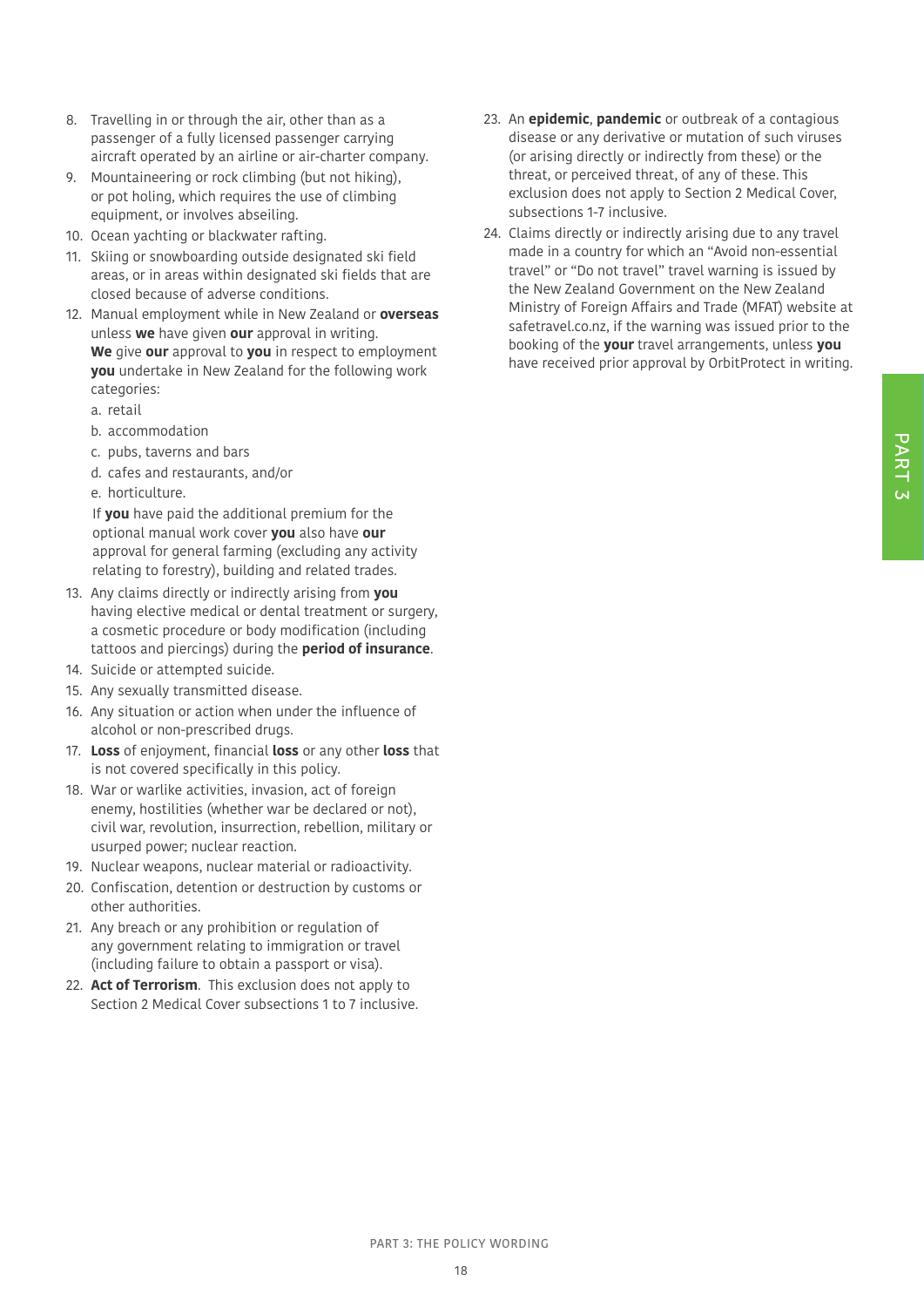8. Travelling in or through the air, other than as a passenger of a fully licensed passenger carrying aircraft operated by an airline or air-charter company.
9. Mountaineering or rock climbing (but not hiking), or pot holing, which requires the use of climbing equipment, or involves abseiling.
10. Ocean yachting or blackwater rafting.
11. Skiing or snowboarding outside designated ski field areas, or in areas within designated ski fields that are closed because of adverse conditions.
12. Manual employment while in New Zealand or **overseas** unless **we** have given **our** approval in writing. **We** give **our** approval to **you** in respect to employment **you** undertake in New Zealand for the following work categories:
    a. retail
    b. accommodation
    c. pubs, taverns and bars
    d. cafes and restaurants, and/or
    e. horticulture.

    If **you** have paid the additional premium for the optional manual work cover **you** also have **our** approval for general farming (excluding any activity relating to forestry), building and related trades.
13. Any claims directly or indirectly arising from **you** having elective medical or dental treatment or surgery, a cosmetic procedure or body modification (including tattoos and piercings) during the **period of insurance**.
14. Suicide or attempted suicide.
15. Any sexually transmitted disease.
16. Any situation or action when under the influence of alcohol or non-prescribed drugs.
17. **Loss** of enjoyment, financial **loss** or any other **loss** that is not covered specifically in this policy.
18. War or warlike activities, invasion, act of foreign enemy, hostilities (whether war be declared or not), civil war, revolution, insurrection, rebellion, military or usurped power; nuclear reaction.
19. Nuclear weapons, nuclear material or radioactivity.
20. Confiscation, detention or destruction by customs or other authorities.
21. Any breach or any prohibition or regulation of any government relating to immigration or travel (including failure to obtain a passport or visa).
22. **Act of Terrorism**. This exclusion does not apply to Section 2 Medical Cover subsections 1 to 7 inclusive.
23. An **epidemic**, **pandemic** or outbreak of a contagious disease or any derivative or mutation of such viruses (or arising directly or indirectly from these) or the threat, or perceived threat, of any of these. This exclusion does not apply to Section 2 Medical Cover, subsections 1-7 inclusive.
24. Claims directly or indirectly arising due to any travel made in a country for which an "Avoid non-essential travel" or "Do not travel" travel warning is issued by the New Zealand Government on the New Zealand Ministry of Foreign Affairs and Trade (MFAT) website at safetravel.co.nz, if the warning was issued prior to the booking of the **your** travel arrangements, unless **you** have received prior approval by OrbitProtect in writing.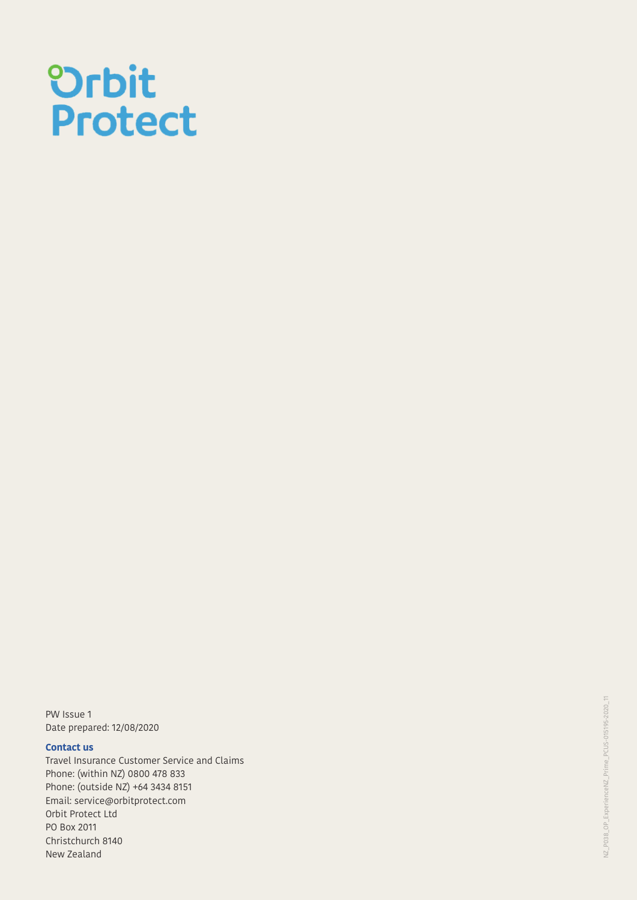# Orbit Protect

PW Issue 1
Date prepared: 12/08/2020

**Contact us**

Travel Insurance Customer Service and Claims
Phone: (within NZ) 0800 478 833
Phone: (outside NZ) +64 3434 8151
Email: service@orbitprotect.com
Orbit Protect Ltd
PO Box 2011
Christchurch 8140
New Zealand

NZ_P038_OP_ExperienceNZ_Prime_PCUS-015195-2020_11